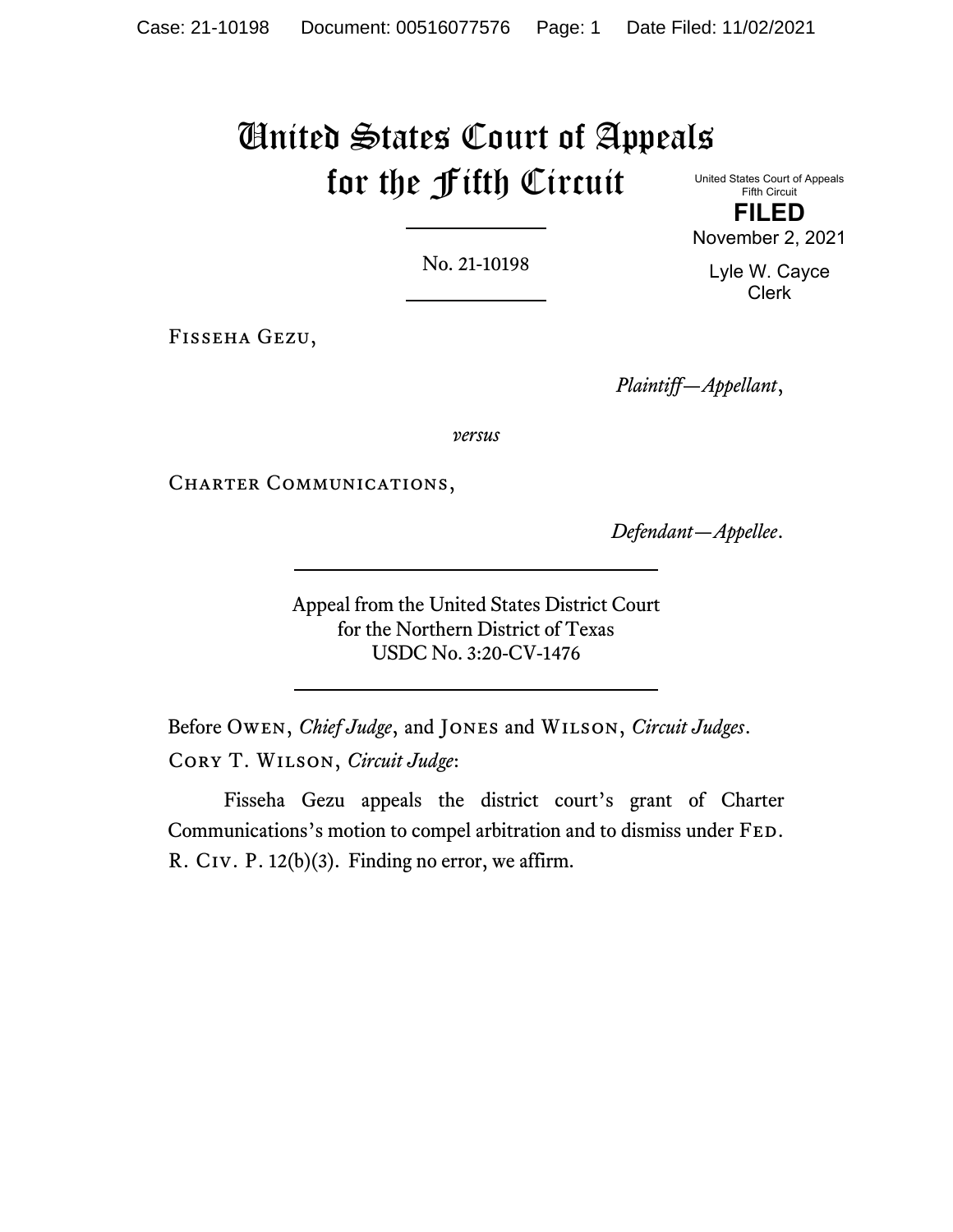# United States Court of Appeals for the Fifth Circuit

United States Court of Appeals
Fifth Circuit

**FILED**

November 2, 2021

Lyle W. Cayce
Clerk

No. 21-10198

Fisseha Gezu,

*Plaintiff—Appellant*,

*versus*

Charter Communications,

*Defendant—Appellee*.

Appeal from the United States District Court
for the Northern District of Texas
USDC No. 3:20-CV-1476

Before Owen, *Chief Judge*, and Jones and Wilson, *Circuit Judges*.

Cory T. Wilson, *Circuit Judge*:

Fisseha Gezu appeals the district court's grant of Charter Communications's motion to compel arbitration and to dismiss under Fed. R. Civ. P. 12(b)(3). Finding no error, we affirm.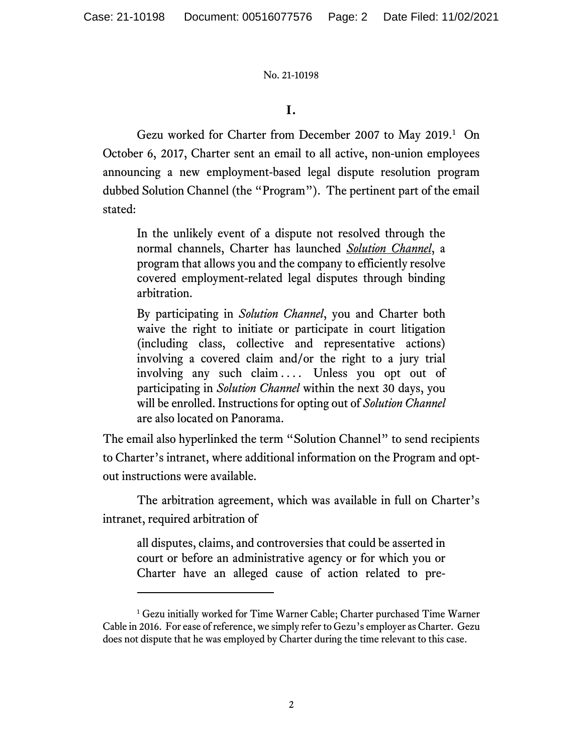**I.**

Gezu worked for Charter from December 2007 to May 2019.[1] On October 6, 2017, Charter sent an email to all active, non-union employees announcing a new employment-based legal dispute resolution program dubbed Solution Channel (the "Program"). The pertinent part of the email stated:

> In the unlikely event of a dispute not resolved through the normal channels, Charter has launched *Solution Channel*, a program that allows you and the company to efficiently resolve covered employment-related legal disputes through binding arbitration.
>
> By participating in *Solution Channel*, you and Charter both waive the right to initiate or participate in court litigation (including class, collective and representative actions) involving a covered claim and/or the right to a jury trial involving any such claim . . . . Unless you opt out of participating in *Solution Channel* within the next 30 days, you will be enrolled. Instructions for opting out of *Solution Channel* are also located on Panorama.

The email also hyperlinked the term "Solution Channel" to send recipients to Charter's intranet, where additional information on the Program and opt-out instructions were available.

The arbitration agreement, which was available in full on Charter's intranet, required arbitration of

> all disputes, claims, and controversies that could be asserted in court or before an administrative agency or for which you or Charter have an alleged cause of action related to pre-

---

[1] Gezu initially worked for Time Warner Cable; Charter purchased Time Warner Cable in 2016. For ease of reference, we simply refer to Gezu's employer as Charter. Gezu does not dispute that he was employed by Charter during the time relevant to this case.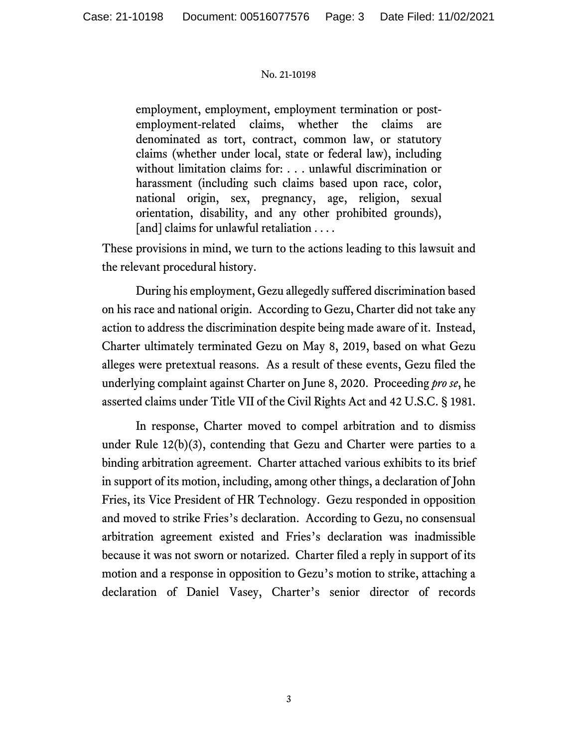> employment, employment, employment termination or post-employment-related claims, whether the claims are denominated as tort, contract, common law, or statutory claims (whether under local, state or federal law), including without limitation claims for: . . . unlawful discrimination or harassment (including such claims based upon race, color, national origin, sex, pregnancy, age, religion, sexual orientation, disability, and any other prohibited grounds), [and] claims for unlawful retaliation . . . .

These provisions in mind, we turn to the actions leading to this lawsuit and the relevant procedural history.

During his employment, Gezu allegedly suffered discrimination based on his race and national origin. According to Gezu, Charter did not take any action to address the discrimination despite being made aware of it. Instead, Charter ultimately terminated Gezu on May 8, 2019, based on what Gezu alleges were pretextual reasons. As a result of these events, Gezu filed the underlying complaint against Charter on June 8, 2020. Proceeding *pro se*, he asserted claims under Title VII of the Civil Rights Act and 42 U.S.C. § 1981.

In response, Charter moved to compel arbitration and to dismiss under Rule 12(b)(3), contending that Gezu and Charter were parties to a binding arbitration agreement. Charter attached various exhibits to its brief in support of its motion, including, among other things, a declaration of John Fries, its Vice President of HR Technology. Gezu responded in opposition and moved to strike Fries's declaration. According to Gezu, no consensual arbitration agreement existed and Fries's declaration was inadmissible because it was not sworn or notarized. Charter filed a reply in support of its motion and a response in opposition to Gezu's motion to strike, attaching a declaration of Daniel Vasey, Charter's senior director of records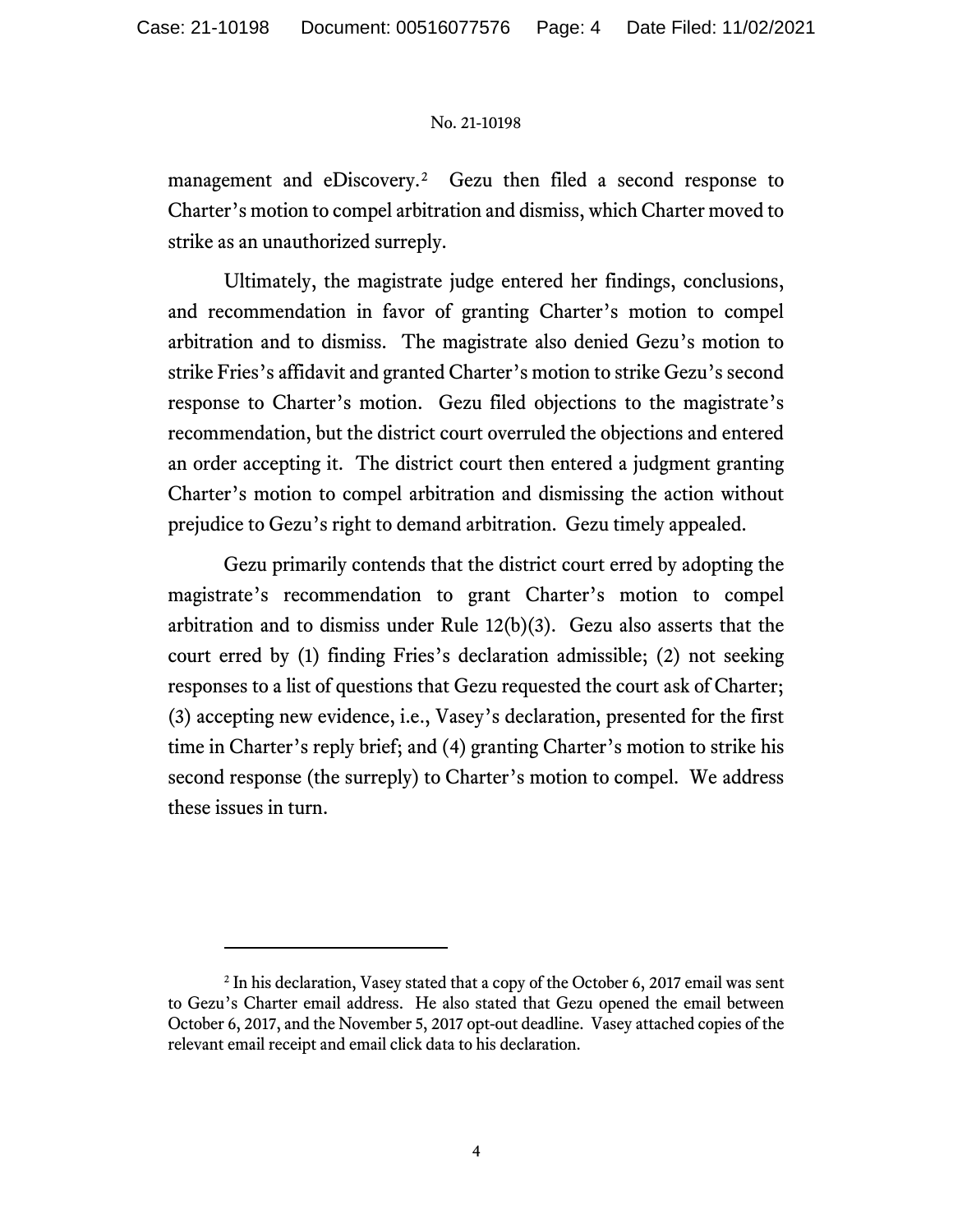management and eDiscovery.[2] Gezu then filed a second response to Charter's motion to compel arbitration and dismiss, which Charter moved to strike as an unauthorized surreply.

Ultimately, the magistrate judge entered her findings, conclusions, and recommendation in favor of granting Charter's motion to compel arbitration and to dismiss. The magistrate also denied Gezu's motion to strike Fries's affidavit and granted Charter's motion to strike Gezu's second response to Charter's motion. Gezu filed objections to the magistrate's recommendation, but the district court overruled the objections and entered an order accepting it. The district court then entered a judgment granting Charter's motion to compel arbitration and dismissing the action without prejudice to Gezu's right to demand arbitration. Gezu timely appealed.

Gezu primarily contends that the district court erred by adopting the magistrate's recommendation to grant Charter's motion to compel arbitration and to dismiss under Rule 12(b)(3). Gezu also asserts that the court erred by (1) finding Fries's declaration admissible; (2) not seeking responses to a list of questions that Gezu requested the court ask of Charter; (3) accepting new evidence, i.e., Vasey's declaration, presented for the first time in Charter's reply brief; and (4) granting Charter's motion to strike his second response (the surreply) to Charter's motion to compel. We address these issues in turn.

---

[2] In his declaration, Vasey stated that a copy of the October 6, 2017 email was sent to Gezu's Charter email address. He also stated that Gezu opened the email between October 6, 2017, and the November 5, 2017 opt-out deadline. Vasey attached copies of the relevant email receipt and email click data to his declaration.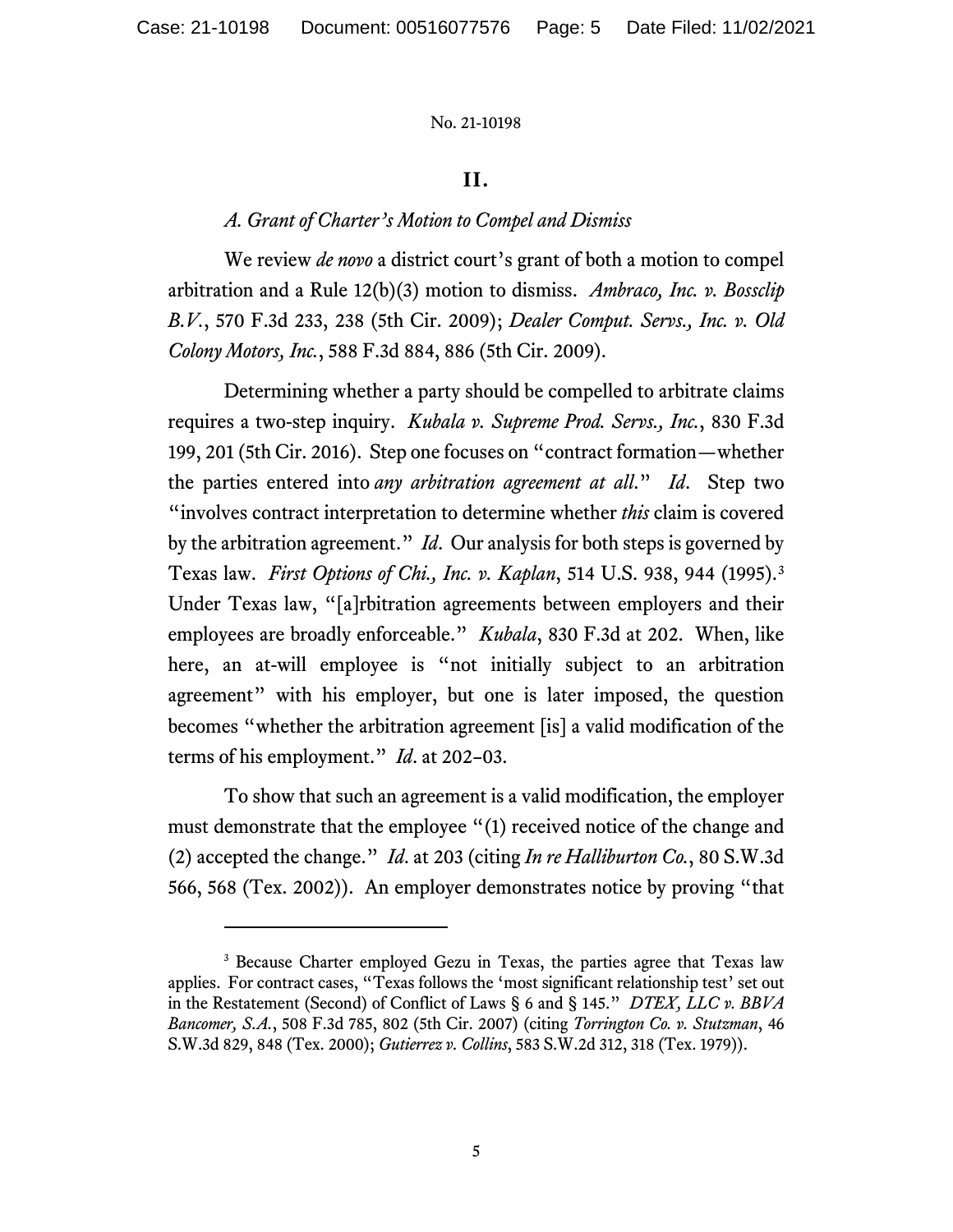## II.

### *A. Grant of Charter's Motion to Compel and Dismiss*

We review *de novo* a district court's grant of both a motion to compel arbitration and a Rule 12(b)(3) motion to dismiss. *Ambraco, Inc. v. Bossclip B.V.*, 570 F.3d 233, 238 (5th Cir. 2009); *Dealer Comput. Servs., Inc. v. Old Colony Motors, Inc.*, 588 F.3d 884, 886 (5th Cir. 2009).

Determining whether a party should be compelled to arbitrate claims requires a two-step inquiry. *Kubala v. Supreme Prod. Servs., Inc.*, 830 F.3d 199, 201 (5th Cir. 2016). Step one focuses on "contract formation—whether the parties entered into *any arbitration agreement at all*." *Id*. Step two "involves contract interpretation to determine whether *this* claim is covered by the arbitration agreement." *Id*. Our analysis for both steps is governed by Texas law. *First Options of Chi., Inc. v. Kaplan*, 514 U.S. 938, 944 (1995).[3] Under Texas law, "[a]rbitration agreements between employers and their employees are broadly enforceable." *Kubala*, 830 F.3d at 202. When, like here, an at-will employee is "not initially subject to an arbitration agreement" with his employer, but one is later imposed, the question becomes "whether the arbitration agreement [is] a valid modification of the terms of his employment." *Id*. at 202–03.

To show that such an agreement is a valid modification, the employer must demonstrate that the employee "(1) received notice of the change and (2) accepted the change." *Id*. at 203 (citing *In re Halliburton Co.*, 80 S.W.3d 566, 568 (Tex. 2002)). An employer demonstrates notice by proving "that

---

[3] Because Charter employed Gezu in Texas, the parties agree that Texas law applies. For contract cases, "Texas follows the 'most significant relationship test' set out in the Restatement (Second) of Conflict of Laws § 6 and § 145." *DTEX, LLC v. BBVA Bancomer, S.A.*, 508 F.3d 785, 802 (5th Cir. 2007) (citing *Torrington Co. v. Stutzman*, 46 S.W.3d 829, 848 (Tex. 2000); *Gutierrez v. Collins*, 583 S.W.2d 312, 318 (Tex. 1979)).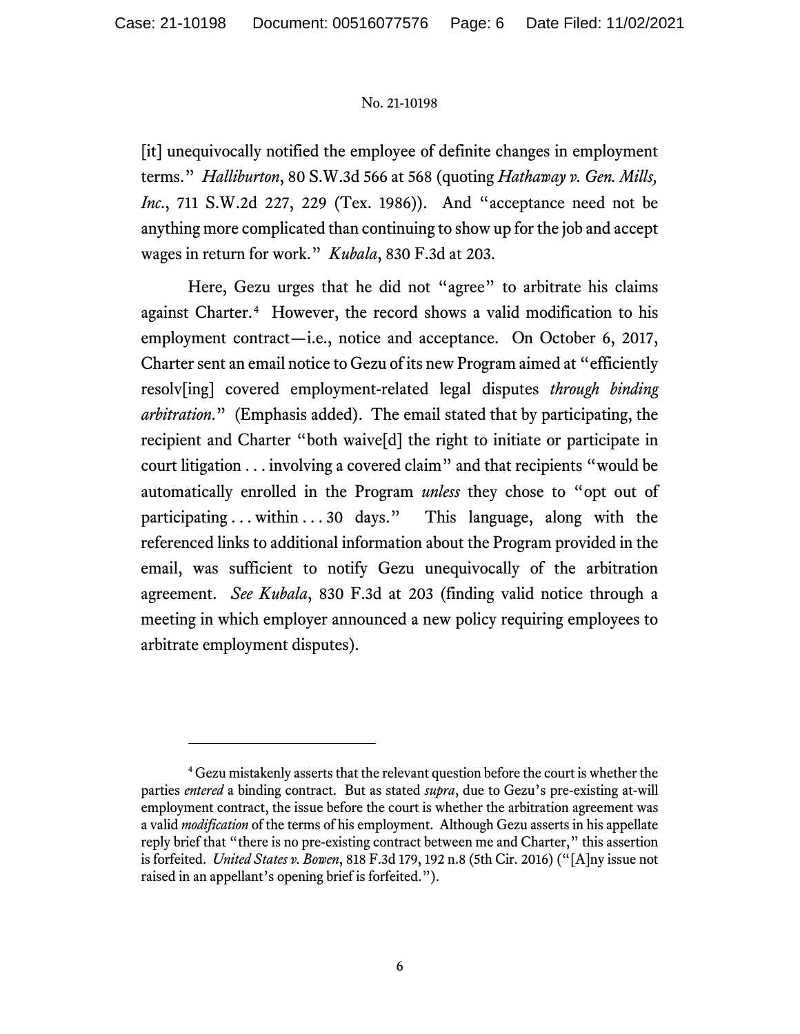[it] unequivocally notified the employee of definite changes in employment terms." *Halliburton*, 80 S.W.3d 566 at 568 (quoting *Hathaway v. Gen. Mills, Inc.*, 711 S.W.2d 227, 229 (Tex. 1986)). And "acceptance need not be anything more complicated than continuing to show up for the job and accept wages in return for work." *Kubala*, 830 F.3d at 203.

Here, Gezu urges that he did not "agree" to arbitrate his claims against Charter.[4] However, the record shows a valid modification to his employment contract—i.e., notice and acceptance. On October 6, 2017, Charter sent an email notice to Gezu of its new Program aimed at "efficiently resolv[ing] covered employment-related legal disputes *through binding arbitration*." (Emphasis added). The email stated that by participating, the recipient and Charter "both waive[d] the right to initiate or participate in court litigation . . . involving a covered claim" and that recipients "would be automatically enrolled in the Program *unless* they chose to "opt out of participating . . . within . . . 30 days." This language, along with the referenced links to additional information about the Program provided in the email, was sufficient to notify Gezu unequivocally of the arbitration agreement. *See Kubala*, 830 F.3d at 203 (finding valid notice through a meeting in which employer announced a new policy requiring employees to arbitrate employment disputes).

---

[4] Gezu mistakenly asserts that the relevant question before the court is whether the parties *entered* a binding contract. But as stated *supra*, due to Gezu's pre-existing at-will employment contract, the issue before the court is whether the arbitration agreement was a valid *modification* of the terms of his employment. Although Gezu asserts in his appellate reply brief that "there is no pre-existing contract between me and Charter," this assertion is forfeited. *United States v. Bowen*, 818 F.3d 179, 192 n.8 (5th Cir. 2016) ("[A]ny issue not raised in an appellant's opening brief is forfeited.").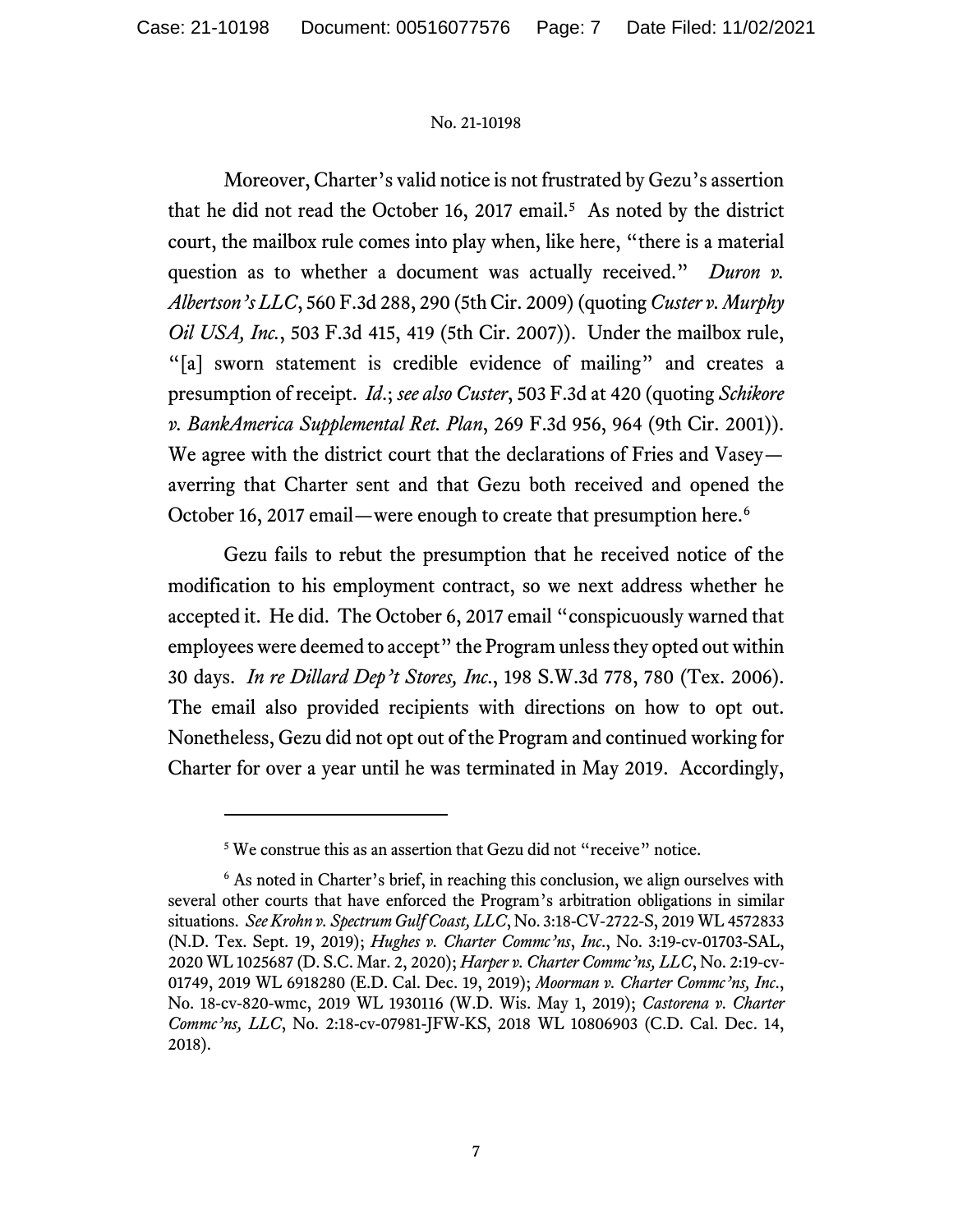Moreover, Charter's valid notice is not frustrated by Gezu's assertion that he did not read the October 16, 2017 email.[5] As noted by the district court, the mailbox rule comes into play when, like here, "there is a material question as to whether a document was actually received." *Duron v. Albertson's LLC*, 560 F.3d 288, 290 (5th Cir. 2009) (quoting *Custer v. Murphy Oil USA, Inc.*, 503 F.3d 415, 419 (5th Cir. 2007)). Under the mailbox rule, "[a] sworn statement is credible evidence of mailing" and creates a presumption of receipt. *Id.*; *see also Custer*, 503 F.3d at 420 (quoting *Schikore v. BankAmerica Supplemental Ret. Plan*, 269 F.3d 956, 964 (9th Cir. 2001)). We agree with the district court that the declarations of Fries and Vasey—averring that Charter sent and that Gezu both received and opened the October 16, 2017 email—were enough to create that presumption here.[6]

Gezu fails to rebut the presumption that he received notice of the modification to his employment contract, so we next address whether he accepted it. He did. The October 6, 2017 email "conspicuously warned that employees were deemed to accept" the Program unless they opted out within 30 days. *In re Dillard Dep't Stores, Inc.*, 198 S.W.3d 778, 780 (Tex. 2006). The email also provided recipients with directions on how to opt out. Nonetheless, Gezu did not opt out of the Program and continued working for Charter for over a year until he was terminated in May 2019. Accordingly,

---

[5] We construe this as an assertion that Gezu did not "receive" notice.

[6] As noted in Charter's brief, in reaching this conclusion, we align ourselves with several other courts that have enforced the Program's arbitration obligations in similar situations. *See Krohn v. Spectrum Gulf Coast, LLC*, No. 3:18-CV-2722-S, 2019 WL 4572833 (N.D. Tex. Sept. 19, 2019); *Hughes v. Charter Commc'ns, Inc.*, No. 3:19-cv-01703-SAL, 2020 WL 1025687 (D. S.C. Mar. 2, 2020); *Harper v. Charter Commc'ns, LLC*, No. 2:19-cv-01749, 2019 WL 6918280 (E.D. Cal. Dec. 19, 2019); *Moorman v. Charter Commc'ns, Inc.*, No. 18-cv-820-wmc, 2019 WL 1930116 (W.D. Wis. May 1, 2019); *Castorena v. Charter Commc'ns, LLC*, No. 2:18-cv-07981-JFW-KS, 2018 WL 10806903 (C.D. Cal. Dec. 14, 2018).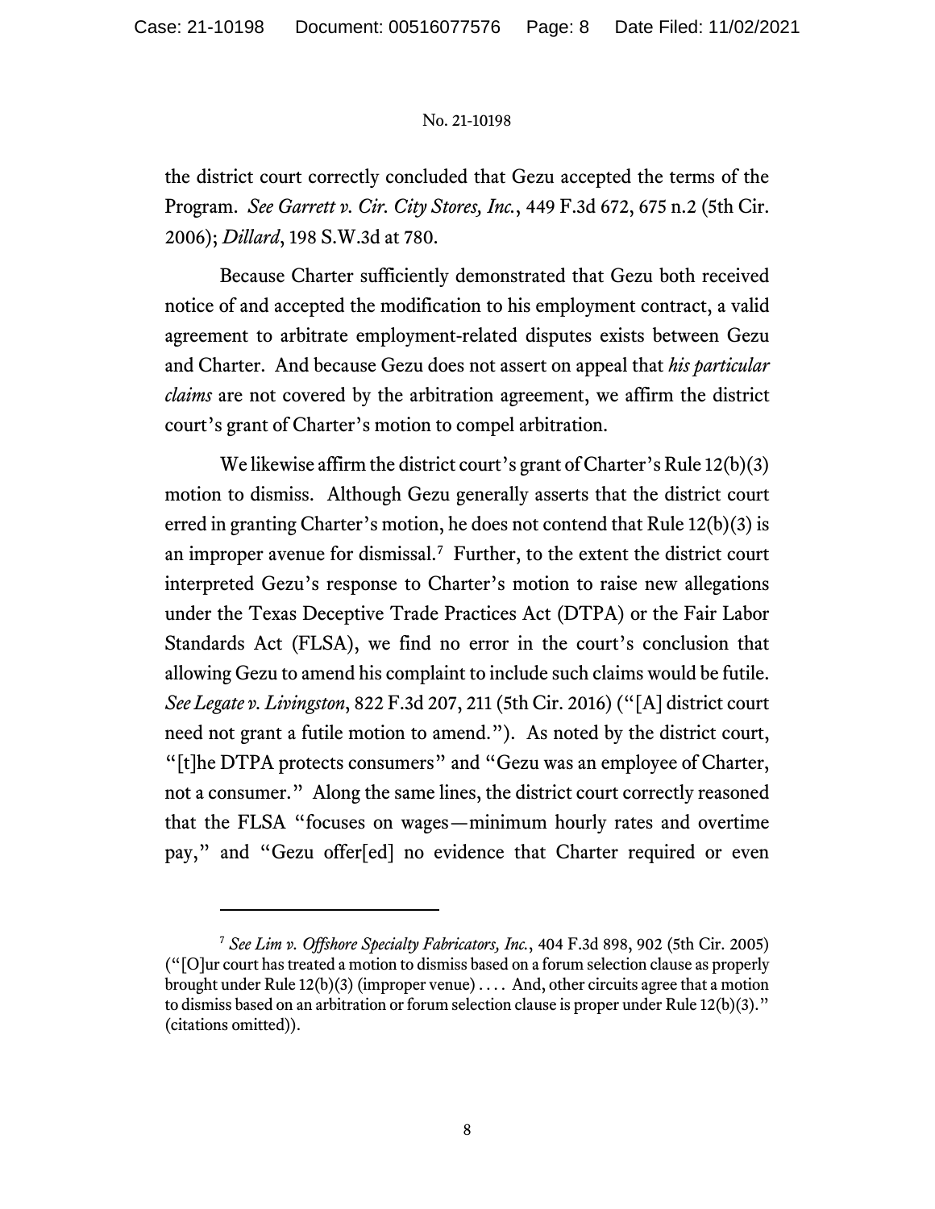the district court correctly concluded that Gezu accepted the terms of the Program. *See Garrett v. Cir. City Stores, Inc.*, 449 F.3d 672, 675 n.2 (5th Cir. 2006); *Dillard*, 198 S.W.3d at 780.

Because Charter sufficiently demonstrated that Gezu both received notice of and accepted the modification to his employment contract, a valid agreement to arbitrate employment-related disputes exists between Gezu and Charter. And because Gezu does not assert on appeal that *his particular claims* are not covered by the arbitration agreement, we affirm the district court's grant of Charter's motion to compel arbitration.

We likewise affirm the district court's grant of Charter's Rule 12(b)(3) motion to dismiss. Although Gezu generally asserts that the district court erred in granting Charter's motion, he does not contend that Rule 12(b)(3) is an improper avenue for dismissal.[7] Further, to the extent the district court interpreted Gezu's response to Charter's motion to raise new allegations under the Texas Deceptive Trade Practices Act (DTPA) or the Fair Labor Standards Act (FLSA), we find no error in the court's conclusion that allowing Gezu to amend his complaint to include such claims would be futile. *See Legate v. Livingston*, 822 F.3d 207, 211 (5th Cir. 2016) ("[A] district court need not grant a futile motion to amend."). As noted by the district court, "[t]he DTPA protects consumers" and "Gezu was an employee of Charter, not a consumer." Along the same lines, the district court correctly reasoned that the FLSA "focuses on wages—minimum hourly rates and overtime pay," and "Gezu offer[ed] no evidence that Charter required or even

---

[7] *See Lim v. Offshore Specialty Fabricators, Inc.*, 404 F.3d 898, 902 (5th Cir. 2005) ("[O]ur court has treated a motion to dismiss based on a forum selection clause as properly brought under Rule 12(b)(3) (improper venue) . . . . And, other circuits agree that a motion to dismiss based on an arbitration or forum selection clause is proper under Rule 12(b)(3)." (citations omitted)).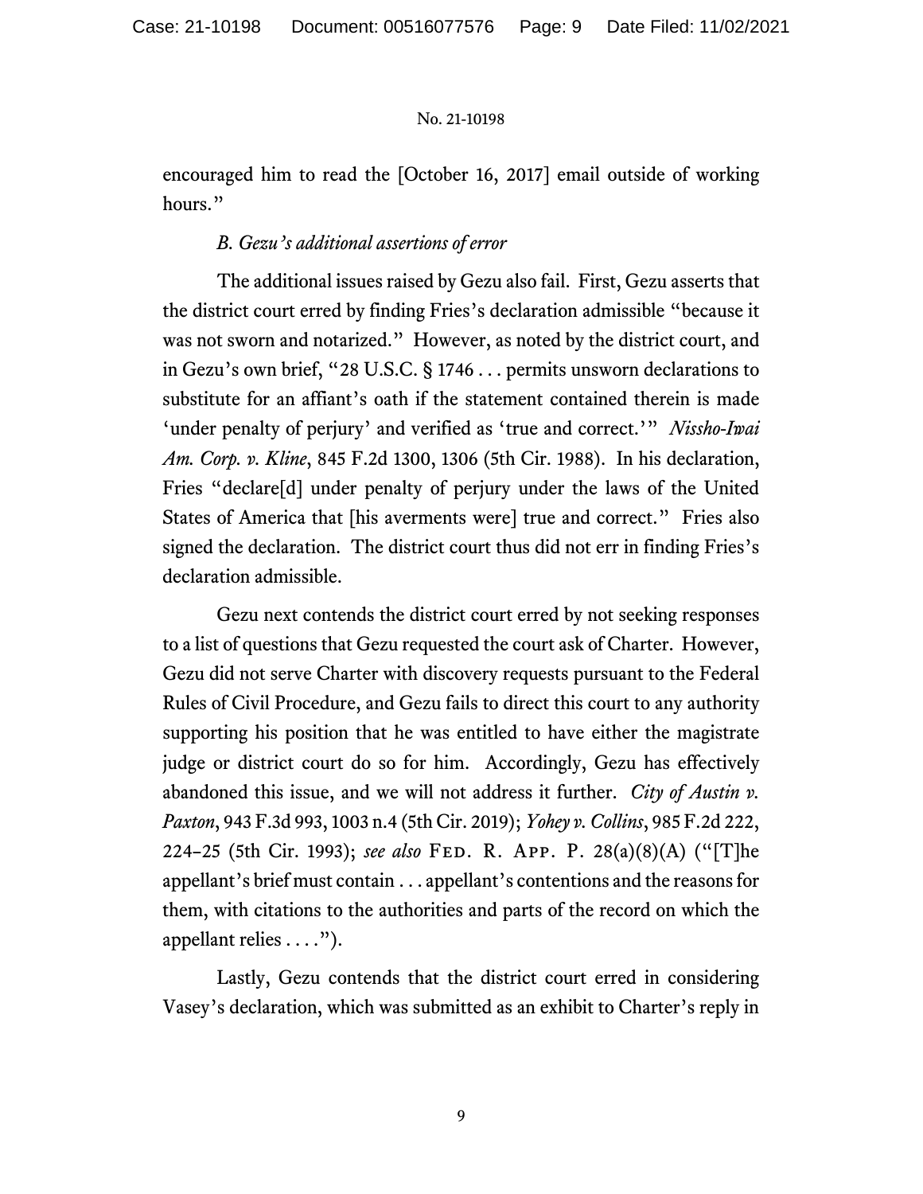encouraged him to read the [October 16, 2017] email outside of working hours."

*B. Gezu's additional assertions of error*

The additional issues raised by Gezu also fail. First, Gezu asserts that the district court erred by finding Fries's declaration admissible "because it was not sworn and notarized." However, as noted by the district court, and in Gezu's own brief, "28 U.S.C. § 1746 . . . permits unsworn declarations to substitute for an affiant's oath if the statement contained therein is made 'under penalty of perjury' and verified as 'true and correct.'" *Nissho-Iwai Am. Corp. v. Kline*, 845 F.2d 1300, 1306 (5th Cir. 1988). In his declaration, Fries "declare[d] under penalty of perjury under the laws of the United States of America that [his averments were] true and correct." Fries also signed the declaration. The district court thus did not err in finding Fries's declaration admissible.

Gezu next contends the district court erred by not seeking responses to a list of questions that Gezu requested the court ask of Charter. However, Gezu did not serve Charter with discovery requests pursuant to the Federal Rules of Civil Procedure, and Gezu fails to direct this court to any authority supporting his position that he was entitled to have either the magistrate judge or district court do so for him. Accordingly, Gezu has effectively abandoned this issue, and we will not address it further. *City of Austin v. Paxton*, 943 F.3d 993, 1003 n.4 (5th Cir. 2019); *Yohey v. Collins*, 985 F.2d 222, 224–25 (5th Cir. 1993); *see also* FED. R. APP. P. 28(a)(8)(A) ("[T]he appellant's brief must contain . . . appellant's contentions and the reasons for them, with citations to the authorities and parts of the record on which the appellant relies . . . .").

Lastly, Gezu contends that the district court erred in considering Vasey's declaration, which was submitted as an exhibit to Charter's reply in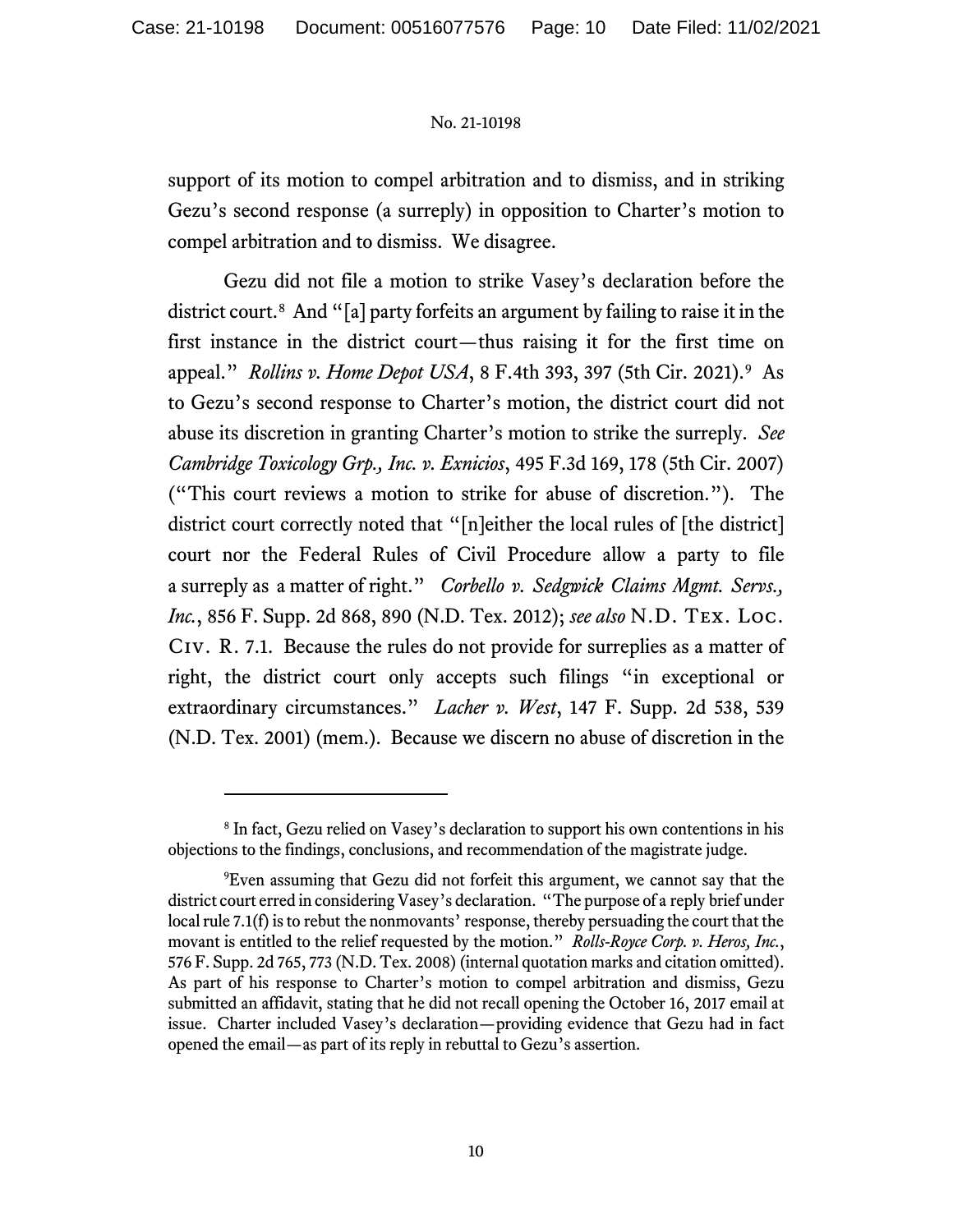support of its motion to compel arbitration and to dismiss, and in striking Gezu's second response (a surreply) in opposition to Charter's motion to compel arbitration and to dismiss. We disagree.

Gezu did not file a motion to strike Vasey's declaration before the district court.[8] And "[a] party forfeits an argument by failing to raise it in the first instance in the district court—thus raising it for the first time on appeal." *Rollins v. Home Depot USA*, 8 F.4th 393, 397 (5th Cir. 2021).[9] As to Gezu's second response to Charter's motion, the district court did not abuse its discretion in granting Charter's motion to strike the surreply. *See Cambridge Toxicology Grp., Inc. v. Exnicios*, 495 F.3d 169, 178 (5th Cir. 2007) ("This court reviews a motion to strike for abuse of discretion."). The district court correctly noted that "[n]either the local rules of [the district] court nor the Federal Rules of Civil Procedure allow a party to file a surreply as a matter of right." *Corbello v. Sedgwick Claims Mgmt. Servs., Inc.*, 856 F. Supp. 2d 868, 890 (N.D. Tex. 2012); *see also* N.D. Tex. Loc. Civ. R. 7.1. Because the rules do not provide for surreplies as a matter of right, the district court only accepts such filings "in exceptional or extraordinary circumstances." *Lacher v. West*, 147 F. Supp. 2d 538, 539 (N.D. Tex. 2001) (mem.). Because we discern no abuse of discretion in the

---

[8] In fact, Gezu relied on Vasey's declaration to support his own contentions in his objections to the findings, conclusions, and recommendation of the magistrate judge.

[9] Even assuming that Gezu did not forfeit this argument, we cannot say that the district court erred in considering Vasey's declaration. "The purpose of a reply brief under local rule 7.1(f) is to rebut the nonmovants' response, thereby persuading the court that the movant is entitled to the relief requested by the motion." *Rolls-Royce Corp. v. Heros, Inc.*, 576 F. Supp. 2d 765, 773 (N.D. Tex. 2008) (internal quotation marks and citation omitted). As part of his response to Charter's motion to compel arbitration and dismiss, Gezu submitted an affidavit, stating that he did not recall opening the October 16, 2017 email at issue. Charter included Vasey's declaration—providing evidence that Gezu had in fact opened the email—as part of its reply in rebuttal to Gezu's assertion.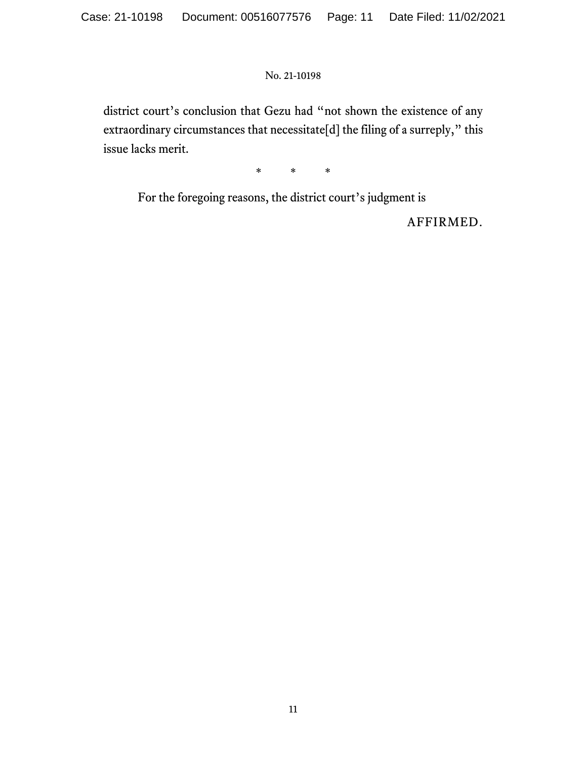district court's conclusion that Gezu had "not shown the existence of any extraordinary circumstances that necessitate[d] the filing of a surreply," this issue lacks merit.

\* \* \*

For the foregoing reasons, the district court's judgment is

AFFIRMED.